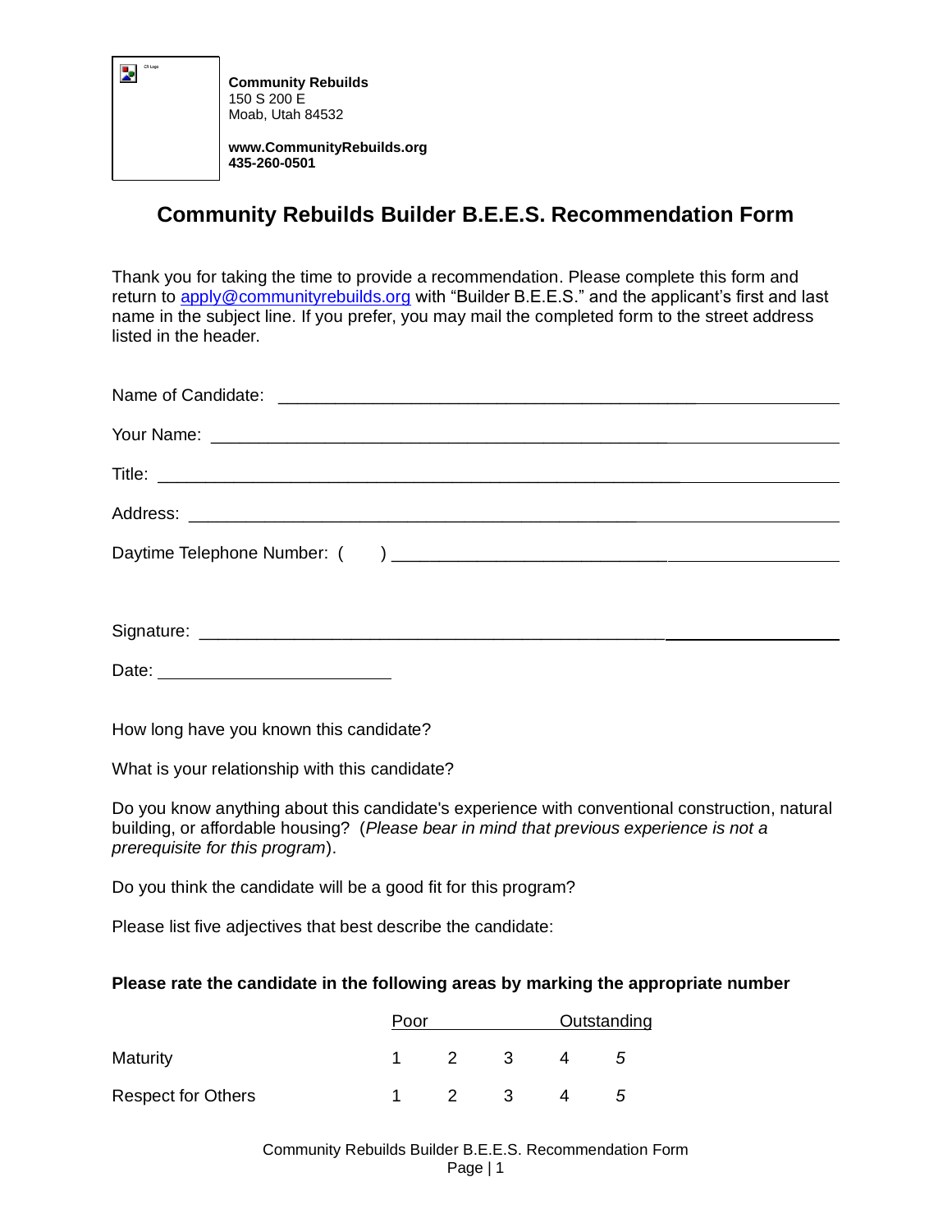**Community Rebuilds**
150 S 200 E
Moab, Utah 84532

**www.CommunityRebuilds.org**
**435-260-0501**

# Community Rebuilds Builder B.E.E.S. Recommendation Form

Thank you for taking the time to provide a recommendation. Please complete this form and return to apply@communityrebuilds.org with "Builder B.E.E.S." and the applicant's first and last name in the subject line. If you prefer, you may mail the completed form to the street address listed in the header.

Name of Candidate: ______________________________________________

Your Name: ______________________________________________

Title: ______________________________________________

Address: ______________________________________________

Daytime Telephone Number: (     ) ______________________________

Signature: ______________________________________________

Date: ______________________

How long have you known this candidate?

What is your relationship with this candidate?

Do you know anything about this candidate's experience with conventional construction, natural building, or affordable housing? (*Please bear in mind that previous experience is not a prerequisite for this program*).

Do you think the candidate will be a good fit for this program?

Please list five adjectives that best describe the candidate:

**Please rate the candidate in the following areas by marking the appropriate number**

| | Poor | | | | Outstanding |
|---|---|---|---|---|---|
| Maturity | 1 | 2 | 3 | 4 | 5 |
| Respect for Others | 1 | 2 | 3 | 4 | 5 |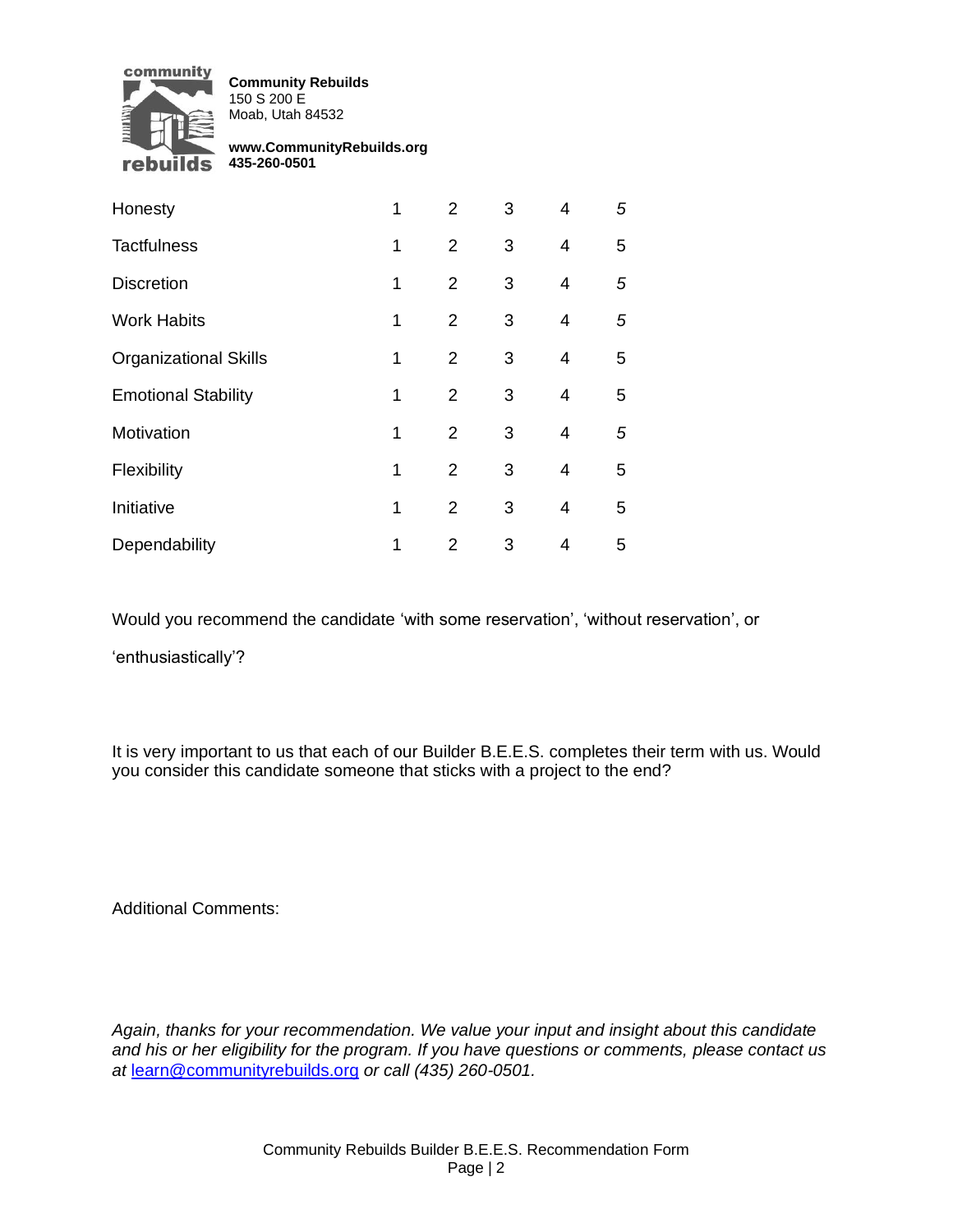**Community Rebuilds**
150 S 200 E
Moab, Utah 84532

**www.CommunityRebuilds.org**
**435-260-0501**

| | | | | | |
|---|---|---|---|---|---|
| Honesty | 1 | 2 | 3 | 4 | 5 |
| Tactfulness | 1 | 2 | 3 | 4 | 5 |
| Discretion | 1 | 2 | 3 | 4 | 5 |
| Work Habits | 1 | 2 | 3 | 4 | 5 |
| Organizational Skills | 1 | 2 | 3 | 4 | 5 |
| Emotional Stability | 1 | 2 | 3 | 4 | 5 |
| Motivation | 1 | 2 | 3 | 4 | 5 |
| Flexibility | 1 | 2 | 3 | 4 | 5 |
| Initiative | 1 | 2 | 3 | 4 | 5 |
| Dependability | 1 | 2 | 3 | 4 | 5 |

Would you recommend the candidate 'with some reservation', 'without reservation', or 'enthusiastically'?

It is very important to us that each of our Builder B.E.E.S. completes their term with us. Would you consider this candidate someone that sticks with a project to the end?

Additional Comments:

*Again, thanks for your recommendation. We value your input and insight about this candidate and his or her eligibility for the program. If you have questions or comments, please contact us at* learn@communityrebuilds.org *or call (435) 260-0501.*

Community Rebuilds Builder B.E.E.S. Recommendation Form